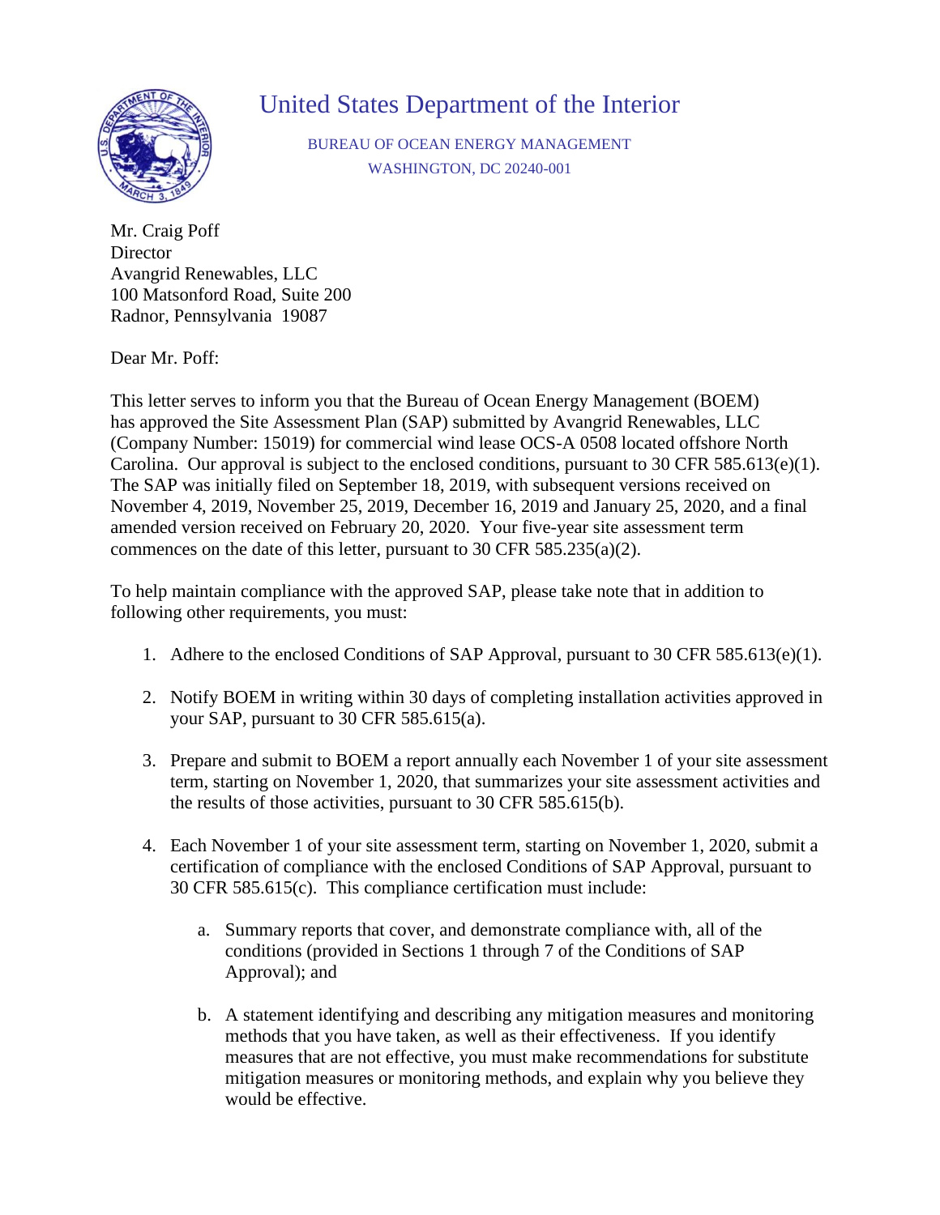# United States Department of the Interior

BUREAU OF OCEAN ENERGY MANAGEMENT
WASHINGTON, DC 20240-001

Mr. Craig Poff
Director
Avangrid Renewables, LLC
100 Matsonford Road, Suite 200
Radnor, Pennsylvania 19087

Dear Mr. Poff:

This letter serves to inform you that the Bureau of Ocean Energy Management (BOEM) has approved the Site Assessment Plan (SAP) submitted by Avangrid Renewables, LLC (Company Number: 15019) for commercial wind lease OCS-A 0508 located offshore North Carolina. Our approval is subject to the enclosed conditions, pursuant to 30 CFR 585.613(e)(1). The SAP was initially filed on September 18, 2019, with subsequent versions received on November 4, 2019, November 25, 2019, December 16, 2019 and January 25, 2020, and a final amended version received on February 20, 2020. Your five-year site assessment term commences on the date of this letter, pursuant to 30 CFR 585.235(a)(2).

To help maintain compliance with the approved SAP, please take note that in addition to following other requirements, you must:

1. Adhere to the enclosed Conditions of SAP Approval, pursuant to 30 CFR 585.613(e)(1).

2. Notify BOEM in writing within 30 days of completing installation activities approved in your SAP, pursuant to 30 CFR 585.615(a).

3. Prepare and submit to BOEM a report annually each November 1 of your site assessment term, starting on November 1, 2020, that summarizes your site assessment activities and the results of those activities, pursuant to 30 CFR 585.615(b).

4. Each November 1 of your site assessment term, starting on November 1, 2020, submit a certification of compliance with the enclosed Conditions of SAP Approval, pursuant to 30 CFR 585.615(c). This compliance certification must include:

    a. Summary reports that cover, and demonstrate compliance with, all of the conditions (provided in Sections 1 through 7 of the Conditions of SAP Approval); and

    b. A statement identifying and describing any mitigation measures and monitoring methods that you have taken, as well as their effectiveness. If you identify measures that are not effective, you must make recommendations for substitute mitigation measures or monitoring methods, and explain why you believe they would be effective.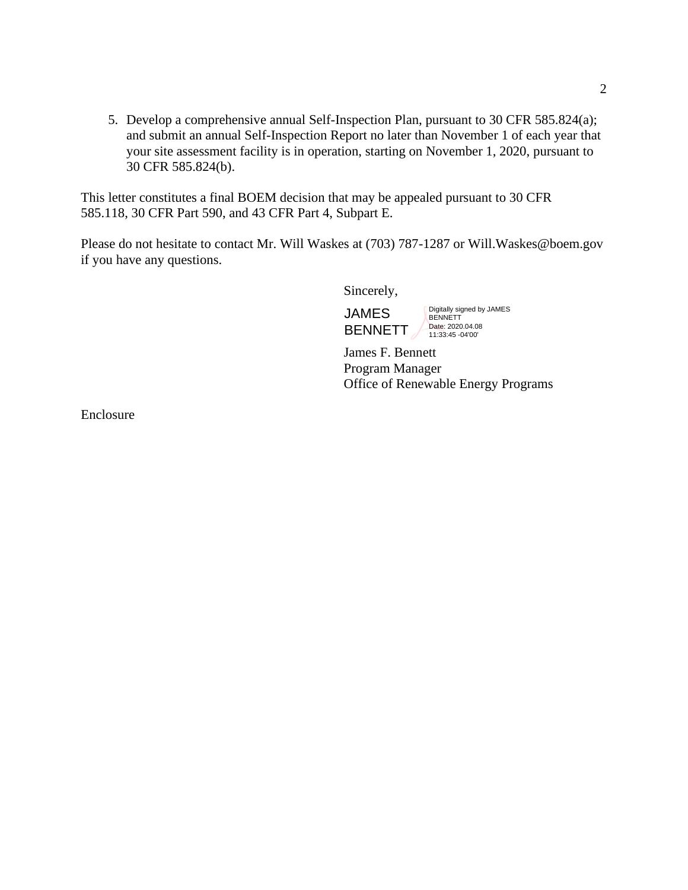5. Develop a comprehensive annual Self-Inspection Plan, pursuant to 30 CFR 585.824(a); and submit an annual Self-Inspection Report no later than November 1 of each year that your site assessment facility is in operation, starting on November 1, 2020, pursuant to 30 CFR 585.824(b).

This letter constitutes a final BOEM decision that may be appealed pursuant to 30 CFR 585.118, 30 CFR Part 590, and 43 CFR Part 4, Subpart E.

Please do not hesitate to contact Mr. Will Waskes at (703) 787-1287 or Will.Waskes@boem.gov if you have any questions.

Sincerely,

JAMES BENNETT

Digitally signed by JAMES BENNETT
Date: 2020.04.08 11:33:45 -04'00'

James F. Bennett
Program Manager
Office of Renewable Energy Programs

Enclosure